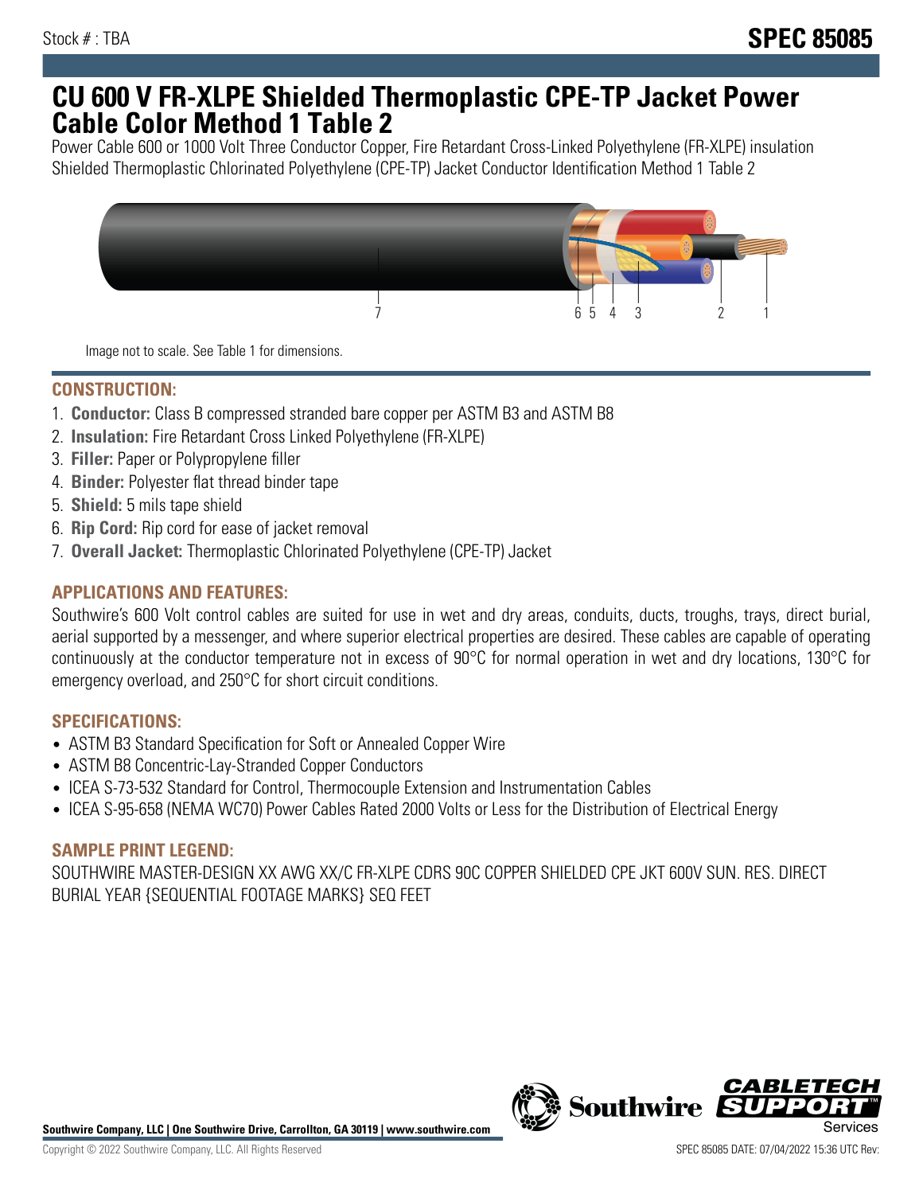Stock # : TBA

# SPEC 85085

# CU 600 V FR-XLPE Shielded Thermoplastic CPE-TP Jacket Power Cable Color Method 1 Table 2

Power Cable 600 or 1000 Volt Three Conductor Copper, Fire Retardant Cross-Linked Polyethylene (FR-XLPE) insulation Shielded Thermoplastic Chlorinated Polyethylene (CPE-TP) Jacket Conductor Identification Method 1 Table 2

7 6 5 4 3 2 1

Image not to scale. See Table 1 for dimensions.

## CONSTRUCTION:

1. **Conductor:** Class B compressed stranded bare copper per ASTM B3 and ASTM B8
2. **Insulation:** Fire Retardant Cross Linked Polyethylene (FR-XLPE)
3. **Filler:** Paper or Polypropylene filler
4. **Binder:** Polyester flat thread binder tape
5. **Shield:** 5 mils tape shield
6. **Rip Cord:** Rip cord for ease of jacket removal
7. **Overall Jacket:** Thermoplastic Chlorinated Polyethylene (CPE-TP) Jacket

## APPLICATIONS AND FEATURES:

Southwire's 600 Volt control cables are suited for use in wet and dry areas, conduits, ducts, troughs, trays, direct burial, aerial supported by a messenger, and where superior electrical properties are desired. These cables are capable of operating continuously at the conductor temperature not in excess of 90°C for normal operation in wet and dry locations, 130°C for emergency overload, and 250°C for short circuit conditions.

## SPECIFICATIONS:

- ASTM B3 Standard Specification for Soft or Annealed Copper Wire
- ASTM B8 Concentric-Lay-Stranded Copper Conductors
- ICEA S-73-532 Standard for Control, Thermocouple Extension and Instrumentation Cables
- ICEA S-95-658 (NEMA WC70) Power Cables Rated 2000 Volts or Less for the Distribution of Electrical Energy

## SAMPLE PRINT LEGEND:

SOUTHWIRE MASTER-DESIGN XX AWG XX/C FR-XLPE CDRS 90C COPPER SHIELDED CPE JKT 600V SUN. RES. DIRECT BURIAL YEAR {SEQUENTIAL FOOTAGE MARKS} SEQ FEET

**Southwire Company, LLC | One Southwire Drive, Carrollton, GA 30119 | www.southwire.com**

Copyright © 2022 Southwire Company, LLC. All Rights Reserved

SPEC 85085 DATE: 07/04/2022 15:36 UTC Rev: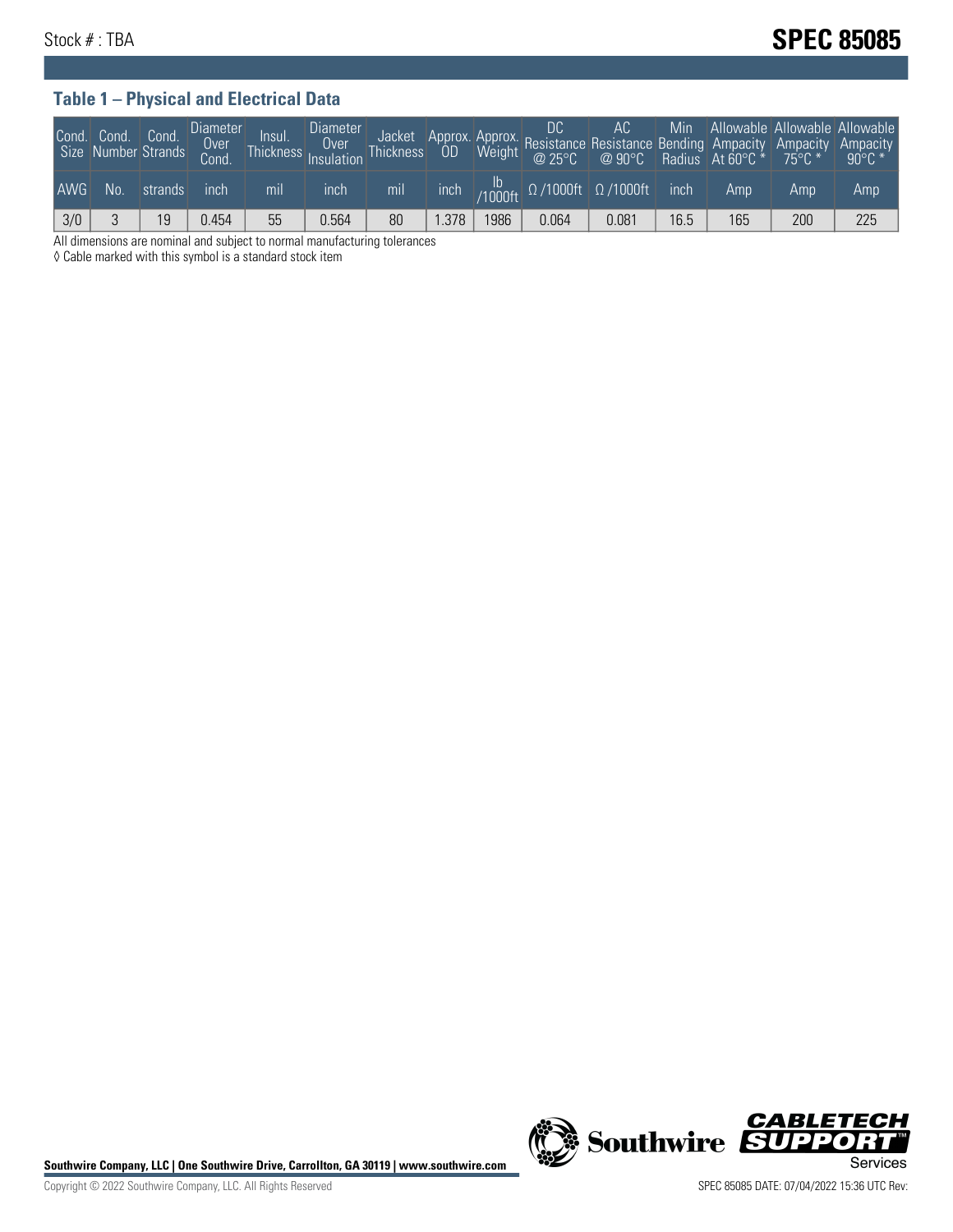### Table 1 – Physical and Electrical Data

| Cond. Size | Cond. Number | Cond. Strands | Diameter Over Cond. | Insul. Thickness | Diameter Over Insulation | Jacket Thickness | Approx. OD | Approx. Weight | DC Resistance @ 25°C | AC Resistance @ 90°C | Min Bending Radius | Allowable Ampacity At 60°C * | Allowable Ampacity 75°C * | Allowable Ampacity 90°C * |
|---|---|---|---|---|---|---|---|---|---|---|---|---|---|---|
| AWG | No. | strands | inch | mil | inch | mil | inch | lb /1000ft | Ω /1000ft | Ω /1000ft | inch | Amp | Amp | Amp |
| 3/0 | 3 | 19 | 0.454 | 55 | 0.564 | 80 | 1.378 | 1986 | 0.064 | 0.081 | 16.5 | 165 | 200 | 225 |

All dimensions are nominal and subject to normal manufacturing tolerances

◊ Cable marked with this symbol is a standard stock item